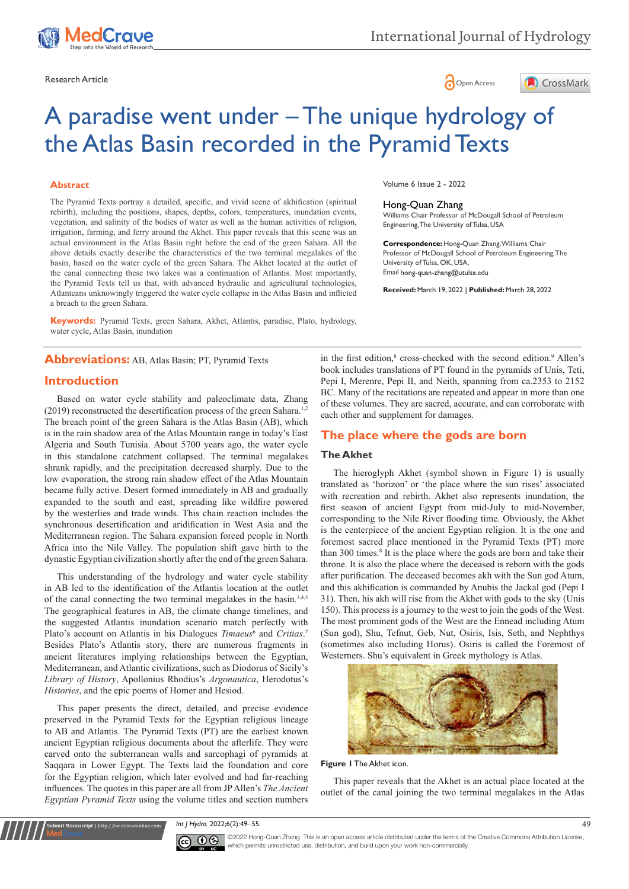Research Article

# A paradise went under – The unique hydrology of the Atlas Basin recorded in the Pyramid Texts

Volume 6 Issue 2 - 2022

**Hong-Quan Zhang**

Williams Chair Professor of McDougall School of Petroleum Engineering, The University of Tulsa, USA

**Correspondence:** Hong-Quan Zhang, Williams Chair Professor of McDougall School of Petroleum Engineering, The University of Tulsa, OK, USA, Email hong-quan-zhang@utulsa.edu

**Received:** March 19, 2022 | **Published:** March 28, 2022

## Abstract

The Pyramid Texts portray a detailed, specific, and vivid scene of akhification (spiritual rebirth), including the positions, shapes, depths, colors, temperatures, inundation events, vegetation, and salinity of the bodies of water as well as the human activities of religion, irrigation, farming, and ferry around the Akhet. This paper reveals that this scene was an actual environment in the Atlas Basin right before the end of the green Sahara. All the above details exactly describe the characteristics of the two terminal megalakes of the basin, based on the water cycle of the green Sahara. The Akhet located at the outlet of the canal connecting these two lakes was a continuation of Atlantis. Most importantly, the Pyramid Texts tell us that, with advanced hydraulic and agricultural technologies, Atlanteans unknowingly triggered the water cycle collapse in the Atlas Basin and inflicted a breach to the green Sahara.

**Keywords:** Pyramid Texts, green Sahara, Akhet, Atlantis, paradise, Plato, hydrology, water cycle, Atlas Basin, inundation

## Abbreviations:

AB, Atlas Basin; PT, Pyramid Texts

## Introduction

Based on water cycle stability and paleoclimate data, Zhang (2019) reconstructed the desertification process of the green Sahara.[1,2] The breach point of the green Sahara is the Atlas Basin (AB), which is in the rain shadow area of the Atlas Mountain range in today's East Algeria and South Tunisia. About 5700 years ago, the water cycle in this standalone catchment collapsed. The terminal megalakes shrank rapidly, and the precipitation decreased sharply. Due to the low evaporation, the strong rain shadow effect of the Atlas Mountain became fully active. Desert formed immediately in AB and gradually expanded to the south and east, spreading like wildfire powered by the westerlies and trade winds. This chain reaction includes the synchronous desertification and aridification in West Asia and the Mediterranean region. The Sahara expansion forced people in North Africa into the Nile Valley. The population shift gave birth to the dynastic Egyptian civilization shortly after the end of the green Sahara.

This understanding of the hydrology and water cycle stability in AB led to the identification of the Atlantis location at the outlet of the canal connecting the two terminal megalakes in the basin.[3,4,5] The geographical features in AB, the climate change timelines, and the suggested Atlantis inundation scenario match perfectly with Plato's account on Atlantis in his Dialogues *Timaeus*[6] and *Critias*.[7] Besides Plato's Atlantis story, there are numerous fragments in ancient literatures implying relationships between the Egyptian, Mediterranean, and Atlantic civilizations, such as Diodorus of Sicily's *Library of History*, Apollonius Rhodius's *Argonautica*, Herodotus's *Histories*, and the epic poems of Homer and Hesiod.

This paper presents the direct, detailed, and precise evidence preserved in the Pyramid Texts for the Egyptian religious lineage to AB and Atlantis. The Pyramid Texts (PT) are the earliest known ancient Egyptian religious documents about the afterlife. They were carved onto the subterranean walls and sarcophagi of pyramids at Saqqara in Lower Egypt. The Texts laid the foundation and core for the Egyptian religion, which later evolved and had far-reaching influences. The quotes in this paper are all from JP Allen's *The Ancient Egyptian Pyramid Texts* using the volume titles and section numbers in the first edition,[8] cross-checked with the second edition.[9] Allen's book includes translations of PT found in the pyramids of Unis, Teti, Pepi I, Merenre, Pepi II, and Neith, spanning from ca.2353 to 2152 BC. Many of the recitations are repeated and appear in more than one of these volumes. They are sacred, accurate, and can corroborate with each other and supplement for damages.

## The place where the gods are born

### The Akhet

The hieroglyph Akhet (symbol shown in Figure 1) is usually translated as 'horizon' or 'the place where the sun rises' associated with recreation and rebirth. Akhet also represents inundation, the first season of ancient Egypt from mid-July to mid-November, corresponding to the Nile River flooding time. Akhet is the centerpiece of the ancient Egyptian religion. It is the one and foremost sacred place mentioned in the Pyramid Texts (PT) more than 300 times.[8] It is the place where the gods are born and take their throne. It is also the place where the deceased is reborn with the gods after purification. The deceased becomes akh with the Sun god Atum, and this akhification is commanded by Anubis the Jackal god (Pepi I 31). Then, his akh will rise from the Akhet with gods to the sky (Unis 150). This process is a journey to the west to join the gods of the West. The most prominent gods of the West are the Ennead including Atum (Sun god), Shu, Tefnut, Geb, Nut, Osiris, Isis, Seth, and Nephthys (sometimes also including Horus). Osiris is called the Foremost of Westerners. Shu's equivalent in Greek mythology is Atlas.

**Figure 1** The Akhet icon.

This paper reveals that the Akhet is an actual place located at the outlet of the canal joining the two terminal megalakes in the Atlas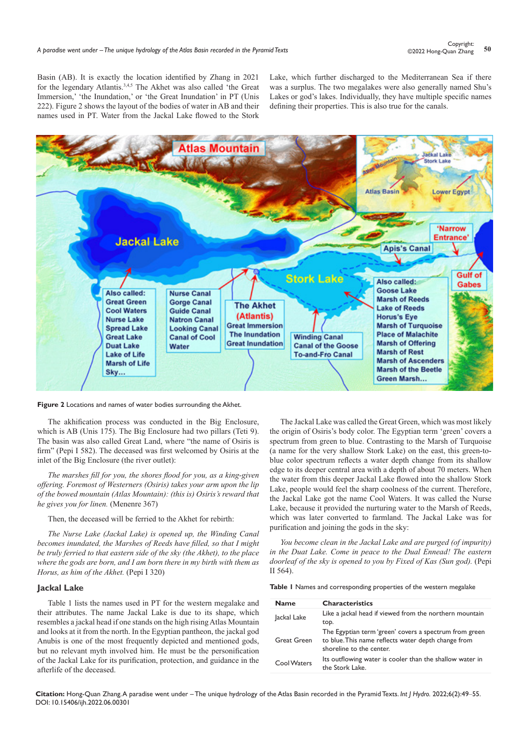Basin (AB). It is exactly the location identified by Zhang in 2021 for the legendary Atlantis.[3,4,5] The Akhet was also called 'the Great Immersion,' 'the Inundation,' or 'the Great Inundation' in PT (Unis 222). Figure 2 shows the layout of the bodies of water in AB and their names used in PT. Water from the Jackal Lake flowed to the Stork Lake, which further discharged to the Mediterranean Sea if there was a surplus. The two megalakes were also generally named Shu's Lakes or god's lakes. Individually, they have multiple specific names defining their properties. This is also true for the canals.

**Figure 2** Locations and names of water bodies surrounding the Akhet.

The akhification process was conducted in the Big Enclosure, which is AB (Unis 175). The Big Enclosure had two pillars (Teti 9). The basin was also called Great Land, where "the name of Osiris is firm" (Pepi I 582). The deceased was first welcomed by Osiris at the inlet of the Big Enclosure (the river outlet):

*The marshes fill for you, the shores flood for you, as a king-given offering. Foremost of Westerners (Osiris) takes your arm upon the lip of the bowed mountain (Atlas Mountain): (this is) Osiris's reward that he gives you for linen.* (Menenre 367)

Then, the deceased will be ferried to the Akhet for rebirth:

*The Nurse Lake (Jackal Lake) is opened up, the Winding Canal becomes inundated, the Marshes of Reeds have filled, so that I might be truly ferried to that eastern side of the sky (the Akhet), to the place where the gods are born, and I am born there in my birth with them as Horus, as him of the Akhet.* (Pepi I 320)

## Jackal Lake

Table 1 lists the names used in PT for the western megalake and their attributes. The name Jackal Lake is due to its shape, which resembles a jackal head if one stands on the high rising Atlas Mountain and looks at it from the north. In the Egyptian pantheon, the jackal god Anubis is one of the most frequently depicted and mentioned gods, but no relevant myth involved him. He must be the personification of the Jackal Lake for its purification, protection, and guidance in the afterlife of the deceased.

The Jackal Lake was called the Great Green, which was most likely the origin of Osiris's body color. The Egyptian term 'green' covers a spectrum from green to blue. Contrasting to the Marsh of Turquoise (a name for the very shallow Stork Lake) on the east, this green-to-blue color spectrum reflects a water depth change from its shallow edge to its deeper central area with a depth of about 70 meters. When the water from this deeper Jackal Lake flowed into the shallow Stork Lake, people would feel the sharp coolness of the current. Therefore, the Jackal Lake got the name Cool Waters. It was called the Nurse Lake, because it provided the nurturing water to the Marsh of Reeds, which was later converted to farmland. The Jackal Lake was for purification and joining the gods in the sky:

*You become clean in the Jackal Lake and are purged (of impurity) in the Duat Lake. Come in peace to the Dual Ennead! The eastern doorleaf of the sky is opened to you by Fixed of Kas (Sun god).* (Pepi II 564).

**Table 1** Names and corresponding properties of the western megalake

| Name | Characteristics |
|---|---|
| Jackal Lake | Like a jackal head if viewed from the northern mountain top. |
| Great Green | The Egyptian term 'green' covers a spectrum from green to blue. This name reflects water depth change from shoreline to the center. |
| Cool Waters | Its outflowing water is cooler than the shallow water in the Stork Lake. |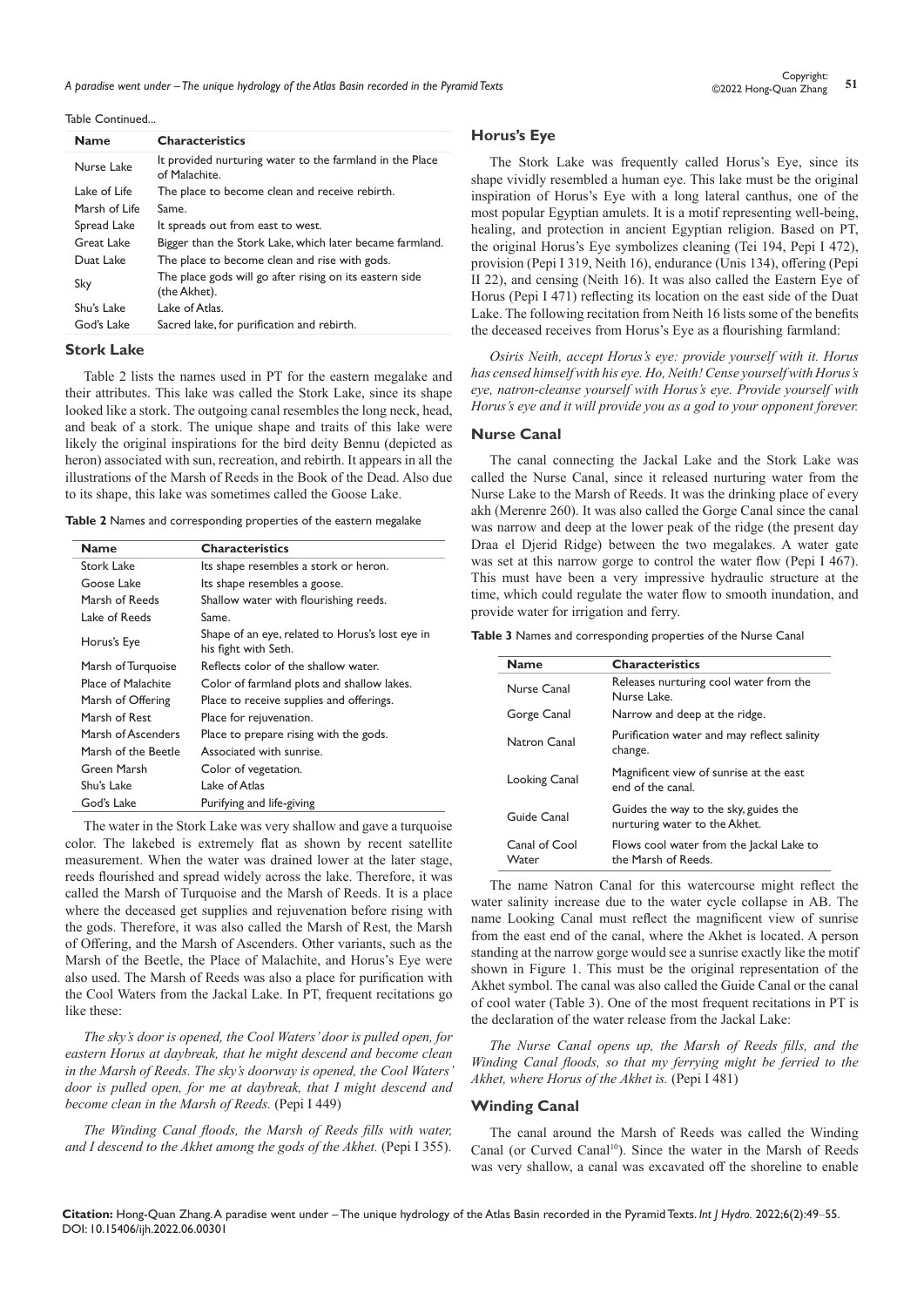Table Continued...

| Name | Characteristics |
|---|---|
| Nurse Lake | It provided nurturing water to the farmland in the Place of Malachite. |
| Lake of Life | The place to become clean and receive rebirth. |
| Marsh of Life | Same. |
| Spread Lake | It spreads out from east to west. |
| Great Lake | Bigger than the Stork Lake, which later became farmland. |
| Duat Lake | The place to become clean and rise with gods. |
| Sky | The place gods will go after rising on its eastern side (the Akhet). |
| Shu's Lake | Lake of Atlas. |
| God's Lake | Sacred lake, for purification and rebirth. |

### Stork Lake

Table 2 lists the names used in PT for the eastern megalake and their attributes. This lake was called the Stork Lake, since its shape looked like a stork. The outgoing canal resembles the long neck, head, and beak of a stork. The unique shape and traits of this lake were likely the original inspirations for the bird deity Bennu (depicted as heron) associated with sun, recreation, and rebirth. It appears in all the illustrations of the Marsh of Reeds in the Book of the Dead. Also due to its shape, this lake was sometimes called the Goose Lake.

**Table 2** Names and corresponding properties of the eastern megalake

| Name | Characteristics |
|---|---|
| Stork Lake | Its shape resembles a stork or heron. |
| Goose Lake | Its shape resembles a goose. |
| Marsh of Reeds | Shallow water with flourishing reeds. |
| Lake of Reeds | Same. |
| Horus's Eye | Shape of an eye, related to Horus's lost eye in his fight with Seth. |
| Marsh of Turquoise | Reflects color of the shallow water. |
| Place of Malachite | Color of farmland plots and shallow lakes. |
| Marsh of Offering | Place to receive supplies and offerings. |
| Marsh of Rest | Place for rejuvenation. |
| Marsh of Ascenders | Place to prepare rising with the gods. |
| Marsh of the Beetle | Associated with sunrise. |
| Green Marsh | Color of vegetation. |
| Shu's Lake | Lake of Atlas |
| God's Lake | Purifying and life-giving |

The water in the Stork Lake was very shallow and gave a turquoise color. The lakebed is extremely flat as shown by recent satellite measurement. When the water was drained lower at the later stage, reeds flourished and spread widely across the lake. Therefore, it was called the Marsh of Turquoise and the Marsh of Reeds. It is a place where the deceased get supplies and rejuvenation before rising with the gods. Therefore, it was also called the Marsh of Rest, the Marsh of Offering, and the Marsh of Ascenders. Other variants, such as the Marsh of the Beetle, the Place of Malachite, and Horus's Eye were also used. The Marsh of Reeds was also a place for purification with the Cool Waters from the Jackal Lake. In PT, frequent recitations go like these:

*The sky's door is opened, the Cool Waters' door is pulled open, for eastern Horus at daybreak, that he might descend and become clean in the Marsh of Reeds. The sky's doorway is opened, the Cool Waters' door is pulled open, for me at daybreak, that I might descend and become clean in the Marsh of Reeds.* (Pepi I 449)

*The Winding Canal floods, the Marsh of Reeds fills with water, and I descend to the Akhet among the gods of the Akhet.* (Pepi I 355).

### Horus's Eye

The Stork Lake was frequently called Horus's Eye, since its shape vividly resembled a human eye. This lake must be the original inspiration of Horus's Eye with a long lateral canthus, one of the most popular Egyptian amulets. It is a motif representing well-being, healing, and protection in ancient Egyptian religion. Based on PT, the original Horus's Eye symbolizes cleaning (Tei 194, Pepi I 472), provision (Pepi I 319, Neith 16), endurance (Unis 134), offering (Pepi II 22), and censing (Neith 16). It was also called the Eastern Eye of Horus (Pepi I 471) reflecting its location on the east side of the Duat Lake. The following recitation from Neith 16 lists some of the benefits the deceased receives from Horus's Eye as a flourishing farmland:

*Osiris Neith, accept Horus's eye: provide yourself with it. Horus has censed himself with his eye. Ho, Neith! Cense yourself with Horus's eye, natron-cleanse yourself with Horus's eye. Provide yourself with Horus's eye and it will provide you as a god to your opponent forever.*

### Nurse Canal

The canal connecting the Jackal Lake and the Stork Lake was called the Nurse Canal, since it released nurturing water from the Nurse Lake to the Marsh of Reeds. It was the drinking place of every akh (Merenre 260). It was also called the Gorge Canal since the canal was narrow and deep at the lower peak of the ridge (the present day Draa el Djerid Ridge) between the two megalakes. A water gate was set at this narrow gorge to control the water flow (Pepi I 467). This must have been a very impressive hydraulic structure at the time, which could regulate the water flow to smooth inundation, and provide water for irrigation and ferry.

**Table 3** Names and corresponding properties of the Nurse Canal

| Name | Characteristics |
|---|---|
| Nurse Canal | Releases nurturing cool water from the Nurse Lake. |
| Gorge Canal | Narrow and deep at the ridge. |
| Natron Canal | Purification water and may reflect salinity change. |
| Looking Canal | Magnificent view of sunrise at the east end of the canal. |
| Guide Canal | Guides the way to the sky, guides the nurturing water to the Akhet. |
| Canal of Cool Water | Flows cool water from the Jackal Lake to the Marsh of Reeds. |

The name Natron Canal for this watercourse might reflect the water salinity increase due to the water cycle collapse in AB. The name Looking Canal must reflect the magnificent view of sunrise from the east end of the canal, where the Akhet is located. A person standing at the narrow gorge would see a sunrise exactly like the motif shown in Figure 1. This must be the original representation of the Akhet symbol. The canal was also called the Guide Canal or the canal of cool water (Table 3). One of the most frequent recitations in PT is the declaration of the water release from the Jackal Lake:

*The Nurse Canal opens up, the Marsh of Reeds fills, and the Winding Canal floods, so that my ferrying might be ferried to the Akhet, where Horus of the Akhet is.* (Pepi I 481)

### Winding Canal

The canal around the Marsh of Reeds was called the Winding Canal (or Curved Canal[10]). Since the water in the Marsh of Reeds was very shallow, a canal was excavated off the shoreline to enable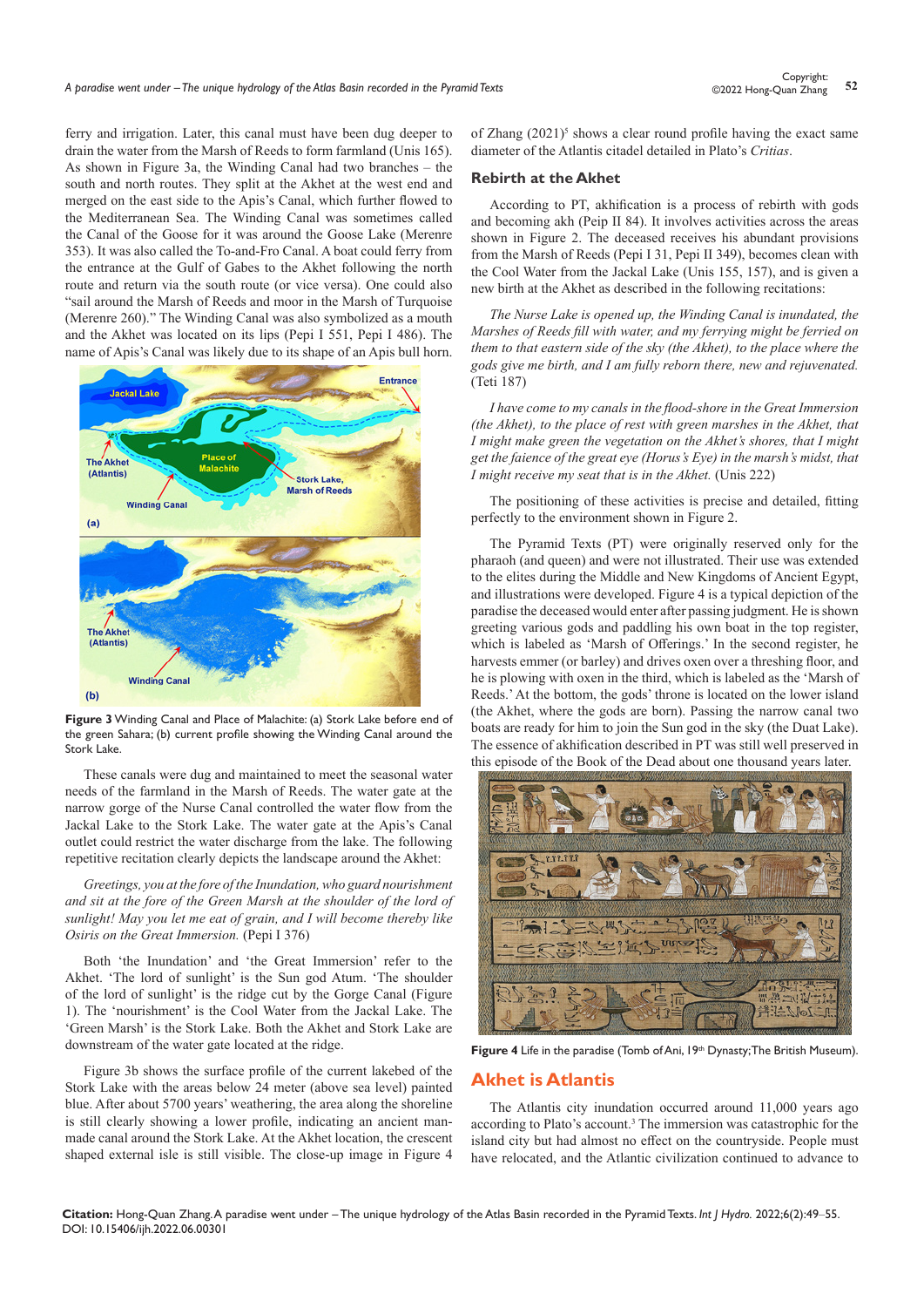ferry and irrigation. Later, this canal must have been dug deeper to drain the water from the Marsh of Reeds to form farmland (Unis 165). As shown in Figure 3a, the Winding Canal had two branches – the south and north routes. They split at the Akhet at the west end and merged on the east side to the Apis's Canal, which further flowed to the Mediterranean Sea. The Winding Canal was sometimes called the Canal of the Goose for it was around the Goose Lake (Merenre 353). It was also called the To-and-Fro Canal. A boat could ferry from the entrance at the Gulf of Gabes to the Akhet following the north route and return via the south route (or vice versa). One could also "sail around the Marsh of Reeds and moor in the Marsh of Turquoise (Merenre 260)." The Winding Canal was also symbolized as a mouth and the Akhet was located on its lips (Pepi I 551, Pepi I 486). The name of Apis's Canal was likely due to its shape of an Apis bull horn.

**Figure 3** Winding Canal and Place of Malachite: (a) Stork Lake before end of the green Sahara; (b) current profile showing the Winding Canal around the Stork Lake.

These canals were dug and maintained to meet the seasonal water needs of the farmland in the Marsh of Reeds. The water gate at the narrow gorge of the Nurse Canal controlled the water flow from the Jackal Lake to the Stork Lake. The water gate at the Apis's Canal outlet could restrict the water discharge from the lake. The following repetitive recitation clearly depicts the landscape around the Akhet:

*Greetings, you at the fore of the Inundation, who guard nourishment and sit at the fore of the Green Marsh at the shoulder of the lord of sunlight! May you let me eat of grain, and I will become thereby like Osiris on the Great Immersion.* (Pepi I 376)

Both 'the Inundation' and 'the Great Immersion' refer to the Akhet. 'The lord of sunlight' is the Sun god Atum. 'The shoulder of the lord of sunlight' is the ridge cut by the Gorge Canal (Figure 1). The 'nourishment' is the Cool Water from the Jackal Lake. The 'Green Marsh' is the Stork Lake. Both the Akhet and Stork Lake are downstream of the water gate located at the ridge.

Figure 3b shows the surface profile of the current lakebed of the Stork Lake with the areas below 24 meter (above sea level) painted blue. After about 5700 years' weathering, the area along the shoreline is still clearly showing a lower profile, indicating an ancient man-made canal around the Stork Lake. At the Akhet location, the crescent shaped external isle is still visible. The close-up image in Figure 4 of Zhang (2021)[5] shows a clear round profile having the exact same diameter of the Atlantis citadel detailed in Plato's *Critias*.

## Rebirth at the Akhet

According to PT, akhification is a process of rebirth with gods and becoming akh (Peip II 84). It involves activities across the areas shown in Figure 2. The deceased receives his abundant provisions from the Marsh of Reeds (Pepi I 31, Pepi II 349), becomes clean with the Cool Water from the Jackal Lake (Unis 155, 157), and is given a new birth at the Akhet as described in the following recitations:

*The Nurse Lake is opened up, the Winding Canal is inundated, the Marshes of Reeds fill with water, and my ferrying might be ferried on them to that eastern side of the sky (the Akhet), to the place where the gods give me birth, and I am fully reborn there, new and rejuvenated.* (Teti 187)

*I have come to my canals in the flood-shore in the Great Immersion (the Akhet), to the place of rest with green marshes in the Akhet, that I might make green the vegetation on the Akhet's shores, that I might get the faience of the great eye (Horus's Eye) in the marsh's midst, that I might receive my seat that is in the Akhet.* (Unis 222)

The positioning of these activities is precise and detailed, fitting perfectly to the environment shown in Figure 2.

The Pyramid Texts (PT) were originally reserved only for the pharaoh (and queen) and were not illustrated. Their use was extended to the elites during the Middle and New Kingdoms of Ancient Egypt, and illustrations were developed. Figure 4 is a typical depiction of the paradise the deceased would enter after passing judgment. He is shown greeting various gods and paddling his own boat in the top register, which is labeled as 'Marsh of Offerings.' In the second register, he harvests emmer (or barley) and drives oxen over a threshing floor, and he is plowing with oxen in the third, which is labeled as the 'Marsh of Reeds.' At the bottom, the gods' throne is located on the lower island (the Akhet, where the gods are born). Passing the narrow canal two boats are ready for him to join the Sun god in the sky (the Duat Lake). The essence of akhification described in PT was still well preserved in this episode of the Book of the Dead about one thousand years later.

**Figure 4** Life in the paradise (Tomb of Ani, 19th Dynasty; The British Museum).

## Akhet is Atlantis

The Atlantis city inundation occurred around 11,000 years ago according to Plato's account.[3] The immersion was catastrophic for the island city but had almost no effect on the countryside. People must have relocated, and the Atlantic civilization continued to advance to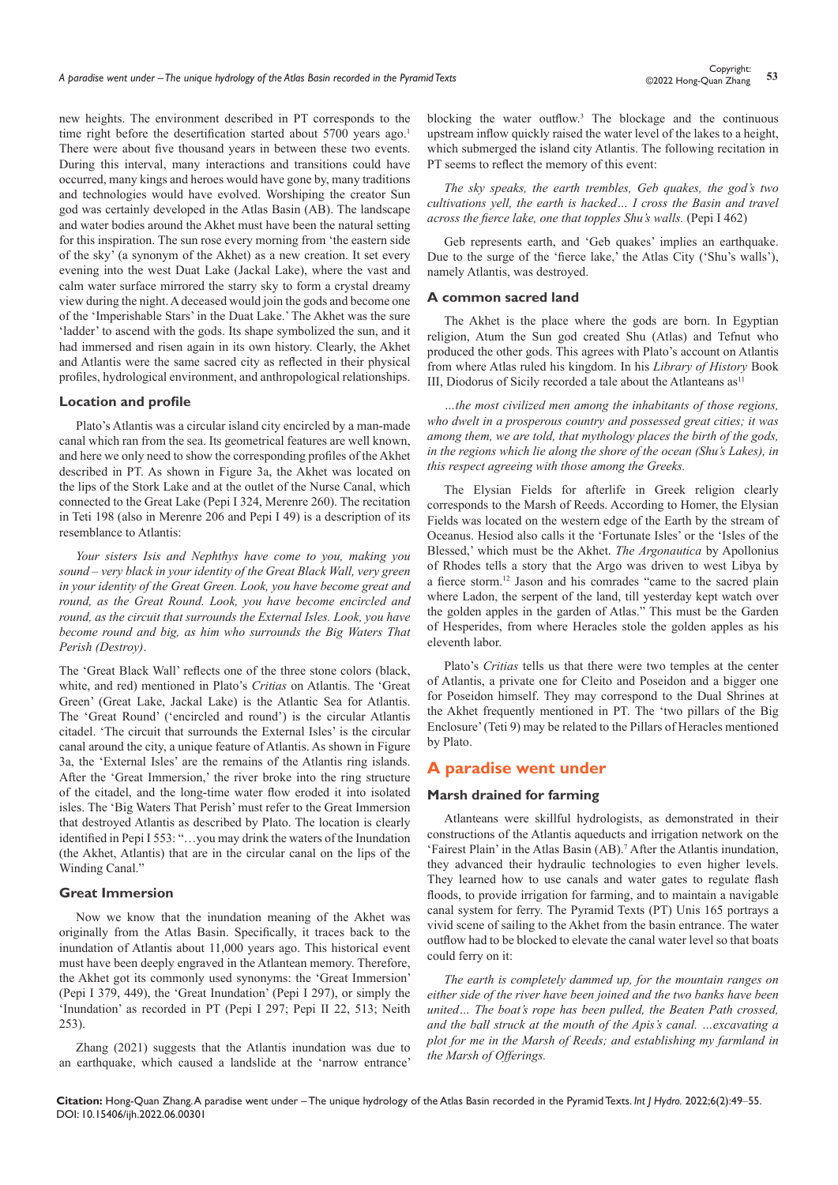new heights. The environment described in PT corresponds to the time right before the desertification started about 5700 years ago.[1] There were about five thousand years in between these two events. During this interval, many interactions and transitions could have occurred, many kings and heroes would have gone by, many traditions and technologies would have evolved. Worshiping the creator Sun god was certainly developed in the Atlas Basin (AB). The landscape and water bodies around the Akhet must have been the natural setting for this inspiration. The sun rose every morning from 'the eastern side of the sky' (a synonym of the Akhet) as a new creation. It set every evening into the west Duat Lake (Jackal Lake), where the vast and calm water surface mirrored the starry sky to form a crystal dreamy view during the night. A deceased would join the gods and become one of the 'Imperishable Stars' in the Duat Lake.' The Akhet was the sure 'ladder' to ascend with the gods. Its shape symbolized the sun, and it had immersed and risen again in its own history. Clearly, the Akhet and Atlantis were the same sacred city as reflected in their physical profiles, hydrological environment, and anthropological relationships.

### Location and profile

Plato's Atlantis was a circular island city encircled by a man-made canal which ran from the sea. Its geometrical features are well known, and here we only need to show the corresponding profiles of the Akhet described in PT. As shown in Figure 3a, the Akhet was located on the lips of the Stork Lake and at the outlet of the Nurse Canal, which connected to the Great Lake (Pepi I 324, Merenre 260). The recitation in Teti 198 (also in Merenre 206 and Pepi I 49) is a description of its resemblance to Atlantis:

*Your sisters Isis and Nephthys have come to you, making you sound – very black in your identity of the Great Black Wall, very green in your identity of the Great Green. Look, you have become great and round, as the Great Round. Look, you have become encircled and round, as the circuit that surrounds the External Isles. Look, you have become round and big, as him who surrounds the Big Waters That Perish (Destroy).*

The 'Great Black Wall' reflects one of the three stone colors (black, white, and red) mentioned in Plato's *Critias* on Atlantis. The 'Great Green' (Great Lake, Jackal Lake) is the Atlantic Sea for Atlantis. The 'Great Round' ('encircled and round') is the circular Atlantis citadel. 'The circuit that surrounds the External Isles' is the circular canal around the city, a unique feature of Atlantis. As shown in Figure 3a, the 'External Isles' are the remains of the Atlantis ring islands. After the 'Great Immersion,' the river broke into the ring structure of the citadel, and the long-time water flow eroded it into isolated isles. The 'Big Waters That Perish' must refer to the Great Immersion that destroyed Atlantis as described by Plato. The location is clearly identified in Pepi I 553: "…you may drink the waters of the Inundation (the Akhet, Atlantis) that are in the circular canal on the lips of the Winding Canal."

### Great Immersion

Now we know that the inundation meaning of the Akhet was originally from the Atlas Basin. Specifically, it traces back to the inundation of Atlantis about 11,000 years ago. This historical event must have been deeply engraved in the Atlantean memory. Therefore, the Akhet got its commonly used synonyms: the 'Great Immersion' (Pepi I 379, 449), the 'Great Inundation' (Pepi I 297), or simply the 'Inundation' as recorded in PT (Pepi I 297; Pepi II 22, 513; Neith 253).

Zhang (2021) suggests that the Atlantis inundation was due to an earthquake, which caused a landslide at the 'narrow entrance' blocking the water outflow.[3] The blockage and the continuous upstream inflow quickly raised the water level of the lakes to a height, which submerged the island city Atlantis. The following recitation in PT seems to reflect the memory of this event:

*The sky speaks, the earth trembles, Geb quakes, the god's two cultivations yell, the earth is hacked… I cross the Basin and travel across the fierce lake, one that topples Shu's walls.* (Pepi I 462)

Geb represents earth, and 'Geb quakes' implies an earthquake. Due to the surge of the 'fierce lake,' the Atlas City ('Shu's walls'), namely Atlantis, was destroyed.

### A common sacred land

The Akhet is the place where the gods are born. In Egyptian religion, Atum the Sun god created Shu (Atlas) and Tefnut who produced the other gods. This agrees with Plato's account on Atlantis from where Atlas ruled his kingdom. In his *Library of History* Book III, Diodorus of Sicily recorded a tale about the Atlanteans as[11]

*…the most civilized men among the inhabitants of those regions, who dwelt in a prosperous country and possessed great cities; it was among them, we are told, that mythology places the birth of the gods, in the regions which lie along the shore of the ocean (Shu's Lakes), in this respect agreeing with those among the Greeks.*

The Elysian Fields for afterlife in Greek religion clearly corresponds to the Marsh of Reeds. According to Homer, the Elysian Fields was located on the western edge of the Earth by the stream of Oceanus. Hesiod also calls it the 'Fortunate Isles' or the 'Isles of the Blessed,' which must be the Akhet. *The Argonautica* by Apollonius of Rhodes tells a story that the Argo was driven to west Libya by a fierce storm.[12] Jason and his comrades "came to the sacred plain where Ladon, the serpent of the land, till yesterday kept watch over the golden apples in the garden of Atlas." This must be the Garden of Hesperides, from where Heracles stole the golden apples as his eleventh labor.

Plato's *Critias* tells us that there were two temples at the center of Atlantis, a private one for Cleito and Poseidon and a bigger one for Poseidon himself. They may correspond to the Dual Shrines at the Akhet frequently mentioned in PT. The 'two pillars of the Big Enclosure' (Teti 9) may be related to the Pillars of Heracles mentioned by Plato.

## A paradise went under

### Marsh drained for farming

Atlanteans were skillful hydrologists, as demonstrated in their constructions of the Atlantis aqueducts and irrigation network on the 'Fairest Plain' in the Atlas Basin (AB).[7] After the Atlantis inundation, they advanced their hydraulic technologies to even higher levels. They learned how to use canals and water gates to regulate flash floods, to provide irrigation for farming, and to maintain a navigable canal system for ferry. The Pyramid Texts (PT) Unis 165 portrays a vivid scene of sailing to the Akhet from the basin entrance. The water outflow had to be blocked to elevate the canal water level so that boats could ferry on it:

*The earth is completely dammed up, for the mountain ranges on either side of the river have been joined and the two banks have been united… The boat's rope has been pulled, the Beaten Path crossed, and the ball struck at the mouth of the Apis's canal. …excavating a plot for me in the Marsh of Reeds; and establishing my farmland in the Marsh of Offerings.*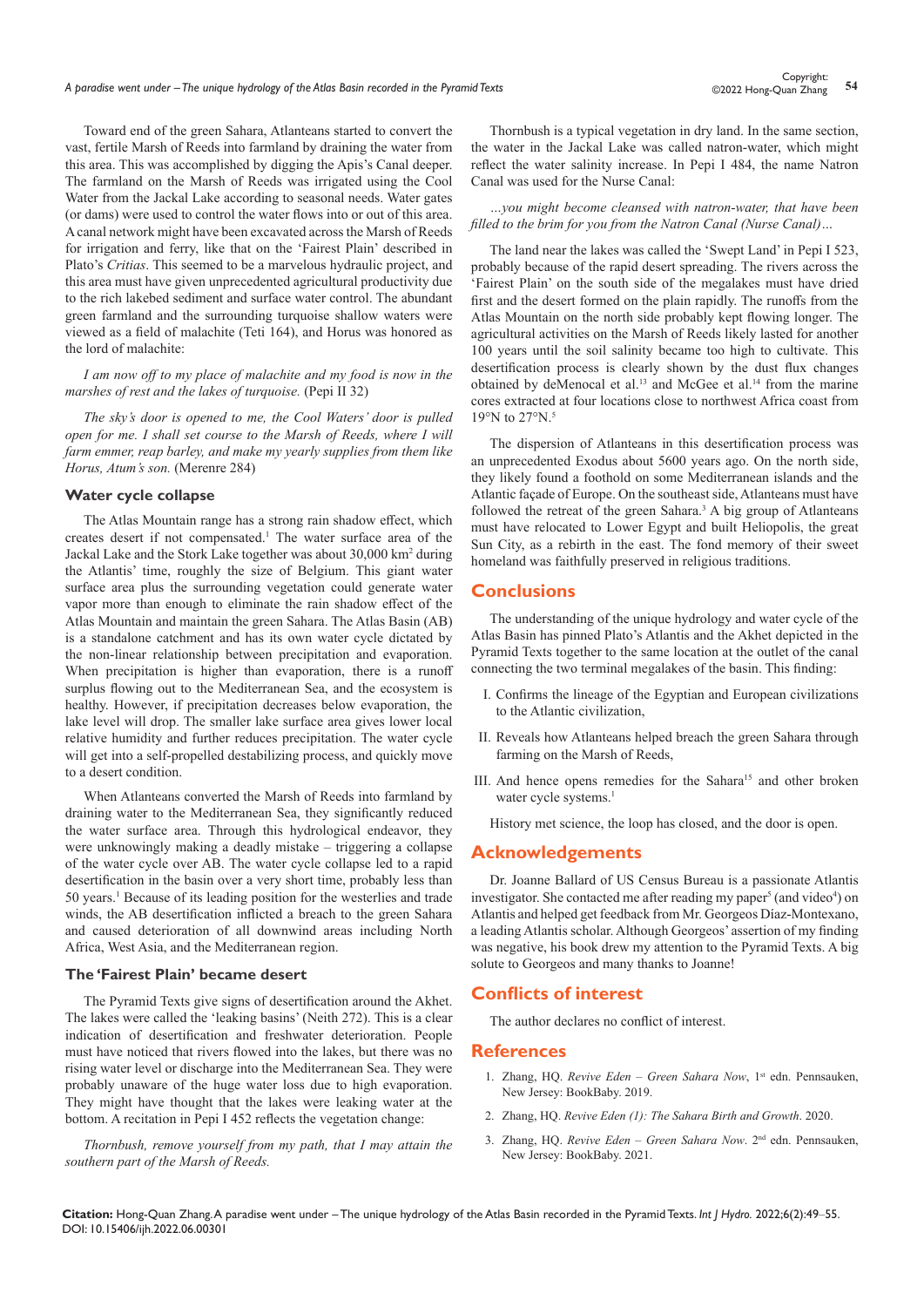Toward end of the green Sahara, Atlanteans started to convert the vast, fertile Marsh of Reeds into farmland by draining the water from this area. This was accomplished by digging the Apis's Canal deeper. The farmland on the Marsh of Reeds was irrigated using the Cool Water from the Jackal Lake according to seasonal needs. Water gates (or dams) were used to control the water flows into or out of this area. A canal network might have been excavated across the Marsh of Reeds for irrigation and ferry, like that on the 'Fairest Plain' described in Plato's *Critias*. This seemed to be a marvelous hydraulic project, and this area must have given unprecedented agricultural productivity due to the rich lakebed sediment and surface water control. The abundant green farmland and the surrounding turquoise shallow waters were viewed as a field of malachite (Teti 164), and Horus was honored as the lord of malachite:

*I am now off to my place of malachite and my food is now in the marshes of rest and the lakes of turquoise.* (Pepi II 32)

*The sky's door is opened to me, the Cool Waters' door is pulled open for me. I shall set course to the Marsh of Reeds, where I will farm emmer, reap barley, and make my yearly supplies from them like Horus, Atum's son.* (Merenre 284)

### Water cycle collapse

The Atlas Mountain range has a strong rain shadow effect, which creates desert if not compensated.[1] The water surface area of the Jackal Lake and the Stork Lake together was about 30,000 km$^2$ during the Atlantis' time, roughly the size of Belgium. This giant water surface area plus the surrounding vegetation could generate water vapor more than enough to eliminate the rain shadow effect of the Atlas Mountain and maintain the green Sahara. The Atlas Basin (AB) is a standalone catchment and has its own water cycle dictated by the non-linear relationship between precipitation and evaporation. When precipitation is higher than evaporation, there is a runoff surplus flowing out to the Mediterranean Sea, and the ecosystem is healthy. However, if precipitation decreases below evaporation, the lake level will drop. The smaller lake surface area gives lower local relative humidity and further reduces precipitation. The water cycle will get into a self-propelled destabilizing process, and quickly move to a desert condition.

When Atlanteans converted the Marsh of Reeds into farmland by draining water to the Mediterranean Sea, they significantly reduced the water surface area. Through this hydrological endeavor, they were unknowingly making a deadly mistake – triggering a collapse of the water cycle over AB. The water cycle collapse led to a rapid desertification in the basin over a very short time, probably less than 50 years.[1] Because of its leading position for the westerlies and trade winds, the AB desertification inflicted a breach to the green Sahara and caused deterioration of all downwind areas including North Africa, West Asia, and the Mediterranean region.

### The 'Fairest Plain' became desert

The Pyramid Texts give signs of desertification around the Akhet. The lakes were called the 'leaking basins' (Neith 272). This is a clear indication of desertification and freshwater deterioration. People must have noticed that rivers flowed into the lakes, but there was no rising water level or discharge into the Mediterranean Sea. They were probably unaware of the huge water loss due to high evaporation. They might have thought that the lakes were leaking water at the bottom. A recitation in Pepi I 452 reflects the vegetation change:

*Thornbush, remove yourself from my path, that I may attain the southern part of the Marsh of Reeds.*

Thornbush is a typical vegetation in dry land. In the same section, the water in the Jackal Lake was called natron-water, which might reflect the water salinity increase. In Pepi I 484, the name Natron Canal was used for the Nurse Canal:

*…you might become cleansed with natron-water, that have been filled to the brim for you from the Natron Canal (Nurse Canal)…*

The land near the lakes was called the 'Swept Land' in Pepi I 523, probably because of the rapid desert spreading. The rivers across the 'Fairest Plain' on the south side of the megalakes must have dried first and the desert formed on the plain rapidly. The runoffs from the Atlas Mountain on the north side probably kept flowing longer. The agricultural activities on the Marsh of Reeds likely lasted for another 100 years until the soil salinity became too high to cultivate. This desertification process is clearly shown by the dust flux changes obtained by deMenocal et al.[13] and McGee et al.[14] from the marine cores extracted at four locations close to northwest Africa coast from 19°N to 27°N.[5]

The dispersion of Atlanteans in this desertification process was an unprecedented Exodus about 5600 years ago. On the north side, they likely found a foothold on some Mediterranean islands and the Atlantic façade of Europe. On the southeast side, Atlanteans must have followed the retreat of the green Sahara.[3] A big group of Atlanteans must have relocated to Lower Egypt and built Heliopolis, the great Sun City, as a rebirth in the east. The fond memory of their sweet homeland was faithfully preserved in religious traditions.

## Conclusions

The understanding of the unique hydrology and water cycle of the Atlas Basin has pinned Plato's Atlantis and the Akhet depicted in the Pyramid Texts together to the same location at the outlet of the canal connecting the two terminal megalakes of the basin. This finding:

I. Confirms the lineage of the Egyptian and European civilizations to the Atlantic civilization,

II. Reveals how Atlanteans helped breach the green Sahara through farming on the Marsh of Reeds,

III. And hence opens remedies for the Sahara[15] and other broken water cycle systems.[1]

History met science, the loop has closed, and the door is open.

## Acknowledgements

Dr. Joanne Ballard of US Census Bureau is a passionate Atlantis investigator. She contacted me after reading my paper[5] (and video[4]) on Atlantis and helped get feedback from Mr. Georgeos Díaz-Montexano, a leading Atlantis scholar. Although Georgeos' assertion of my finding was negative, his book drew my attention to the Pyramid Texts. A big solute to Georgeos and many thanks to Joanne!

## Conflicts of interest

The author declares no conflict of interest.

## References

1. Zhang, HQ. *Revive Eden – Green Sahara Now*, 1st edn. Pennsauken, New Jersey: BookBaby. 2019.
2. Zhang, HQ. *Revive Eden (1): The Sahara Birth and Growth*. 2020.
3. Zhang, HQ. *Revive Eden – Green Sahara Now*. 2nd edn. Pennsauken, New Jersey: BookBaby. 2021.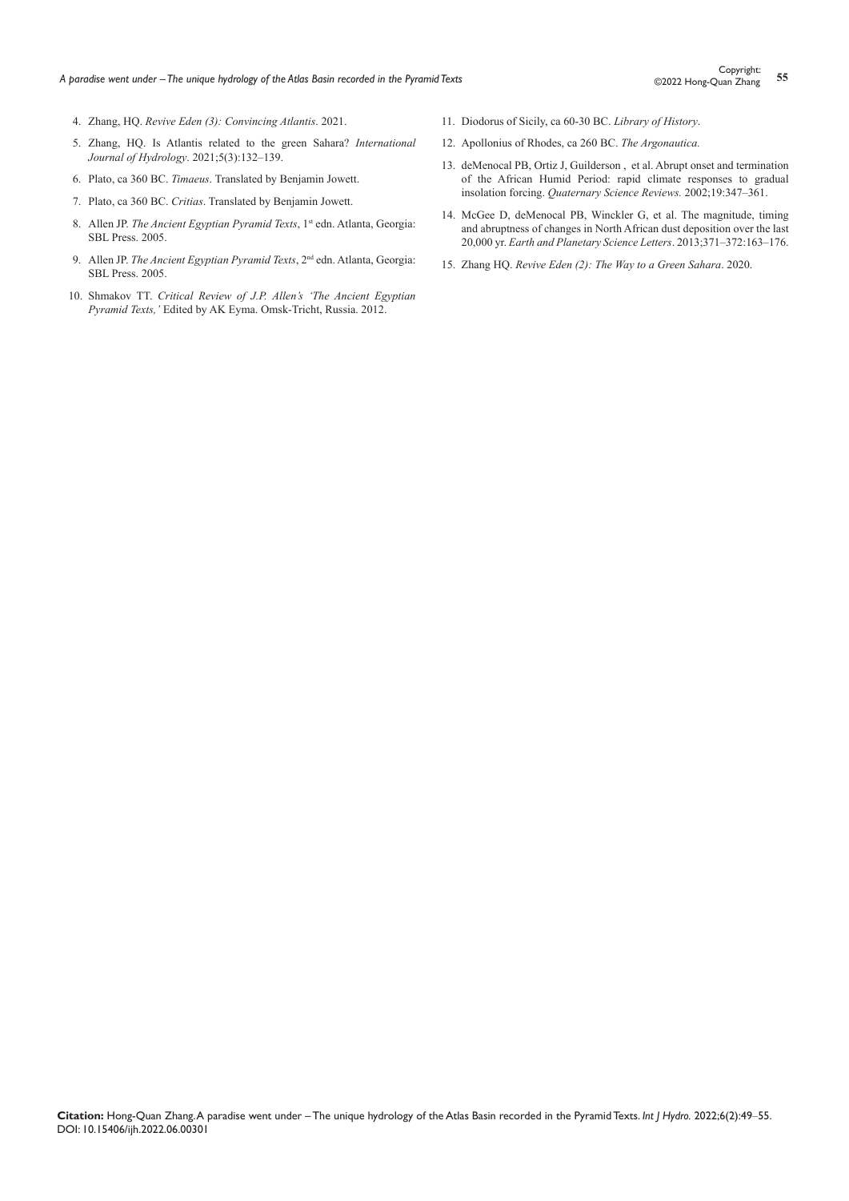4. Zhang, HQ. *Revive Eden (3): Convincing Atlantis*. 2021.
5. Zhang, HQ. Is Atlantis related to the green Sahara? *International Journal of Hydrology*. 2021;5(3):132–139.
6. Plato, ca 360 BC. *Timaeus*. Translated by Benjamin Jowett.
7. Plato, ca 360 BC. *Critias*. Translated by Benjamin Jowett.
8. Allen JP. *The Ancient Egyptian Pyramid Texts*, 1st edn. Atlanta, Georgia: SBL Press. 2005.
9. Allen JP. *The Ancient Egyptian Pyramid Texts*, 2nd edn. Atlanta, Georgia: SBL Press. 2005.
10. Shmakov TT. *Critical Review of J.P. Allen's 'The Ancient Egyptian Pyramid Texts,'* Edited by AK Eyma. Omsk-Tricht, Russia. 2012.
11. Diodorus of Sicily, ca 60-30 BC. *Library of History*.
12. Apollonius of Rhodes, ca 260 BC. *The Argonautica.*
13. deMenocal PB, Ortiz J, Guilderson , et al. Abrupt onset and termination of the African Humid Period: rapid climate responses to gradual insolation forcing. *Quaternary Science Reviews.* 2002;19:347–361.
14. McGee D, deMenocal PB, Winckler G, et al. The magnitude, timing and abruptness of changes in North African dust deposition over the last 20,000 yr. *Earth and Planetary Science Letters*. 2013;371–372:163–176.
15. Zhang HQ. *Revive Eden (2): The Way to a Green Sahara*. 2020.